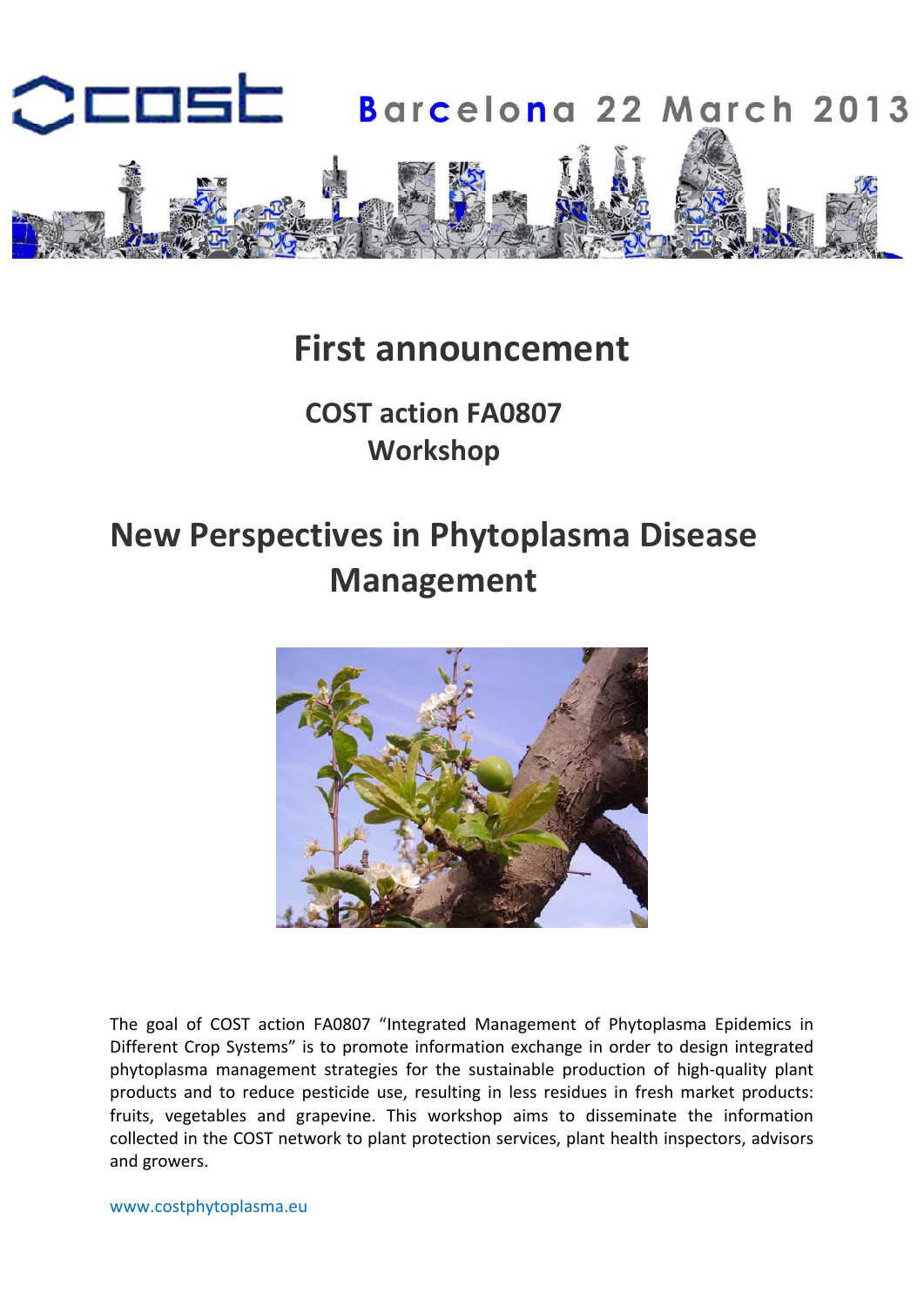cost Barcelona 22 March 2013

# First announcement

## COST action FA0807
## Workshop

# New Perspectives in Phytoplasma Disease Management

The goal of COST action FA0807 "Integrated Management of Phytoplasma Epidemics in Different Crop Systems" is to promote information exchange in order to design integrated phytoplasma management strategies for the sustainable production of high-quality plant products and to reduce pesticide use, resulting in less residues in fresh market products: fruits, vegetables and grapevine. This workshop aims to disseminate the information collected in the COST network to plant protection services, plant health inspectors, advisors and growers.

www.costphytoplasma.eu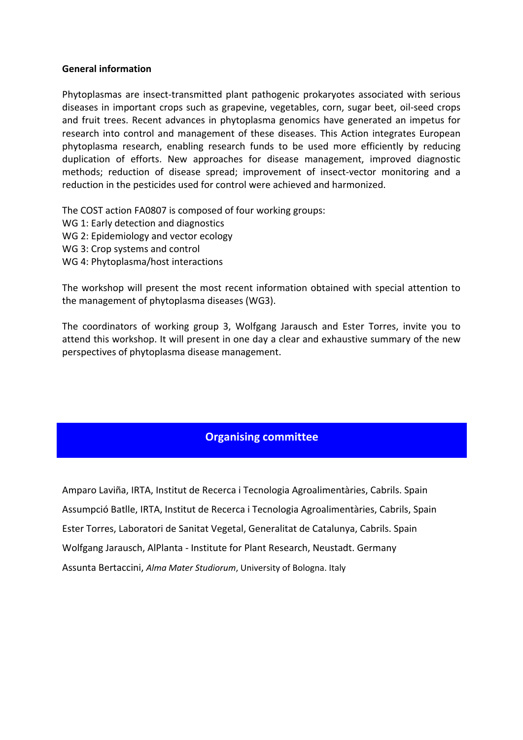**General information**

Phytoplasmas are insect-transmitted plant pathogenic prokaryotes associated with serious diseases in important crops such as grapevine, vegetables, corn, sugar beet, oil-seed crops and fruit trees. Recent advances in phytoplasma genomics have generated an impetus for research into control and management of these diseases. This Action integrates European phytoplasma research, enabling research funds to be used more efficiently by reducing duplication of efforts. New approaches for disease management, improved diagnostic methods; reduction of disease spread; improvement of insect-vector monitoring and a reduction in the pesticides used for control were achieved and harmonized.

The COST action FA0807 is composed of four working groups:
WG 1: Early detection and diagnostics
WG 2: Epidemiology and vector ecology
WG 3: Crop systems and control
WG 4: Phytoplasma/host interactions

The workshop will present the most recent information obtained with special attention to the management of phytoplasma diseases (WG3).

The coordinators of working group 3, Wolfgang Jarausch and Ester Torres, invite you to attend this workshop. It will present in one day a clear and exhaustive summary of the new perspectives of phytoplasma disease management.

## Organising committee

Amparo Laviña, IRTA, Institut de Recerca i Tecnologia Agroalimentàries, Cabrils. Spain

Assumpció Batlle, IRTA, Institut de Recerca i Tecnologia Agroalimentàries, Cabrils, Spain

Ester Torres, Laboratori de Sanitat Vegetal, Generalitat de Catalunya, Cabrils. Spain

Wolfgang Jarausch, AlPlanta - Institute for Plant Research, Neustadt. Germany

Assunta Bertaccini, *Alma Mater Studiorum*, University of Bologna. Italy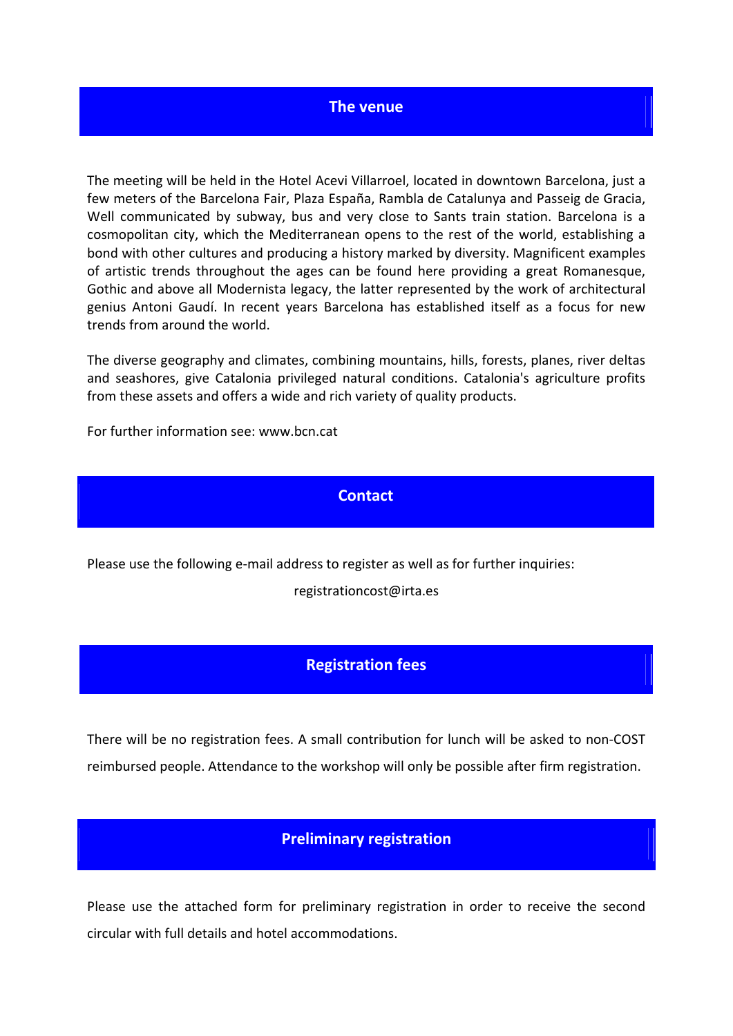## The venue

The meeting will be held in the Hotel Acevi Villarroel, located in downtown Barcelona, just a few meters of the Barcelona Fair, Plaza España, Rambla de Catalunya and Passeig de Gracia, Well communicated by subway, bus and very close to Sants train station. Barcelona is a cosmopolitan city, which the Mediterranean opens to the rest of the world, establishing a bond with other cultures and producing a history marked by diversity. Magnificent examples of artistic trends throughout the ages can be found here providing a great Romanesque, Gothic and above all Modernista legacy, the latter represented by the work of architectural genius Antoni Gaudí. In recent years Barcelona has established itself as a focus for new trends from around the world.

The diverse geography and climates, combining mountains, hills, forests, planes, river deltas and seashores, give Catalonia privileged natural conditions. Catalonia's agriculture profits from these assets and offers a wide and rich variety of quality products.

For further information see: www.bcn.cat

## Contact

Please use the following e-mail address to register as well as for further inquiries:

registrationcost@irta.es

## Registration fees

There will be no registration fees. A small contribution for lunch will be asked to non-COST reimbursed people. Attendance to the workshop will only be possible after firm registration.

## Preliminary registration

Please use the attached form for preliminary registration in order to receive the second circular with full details and hotel accommodations.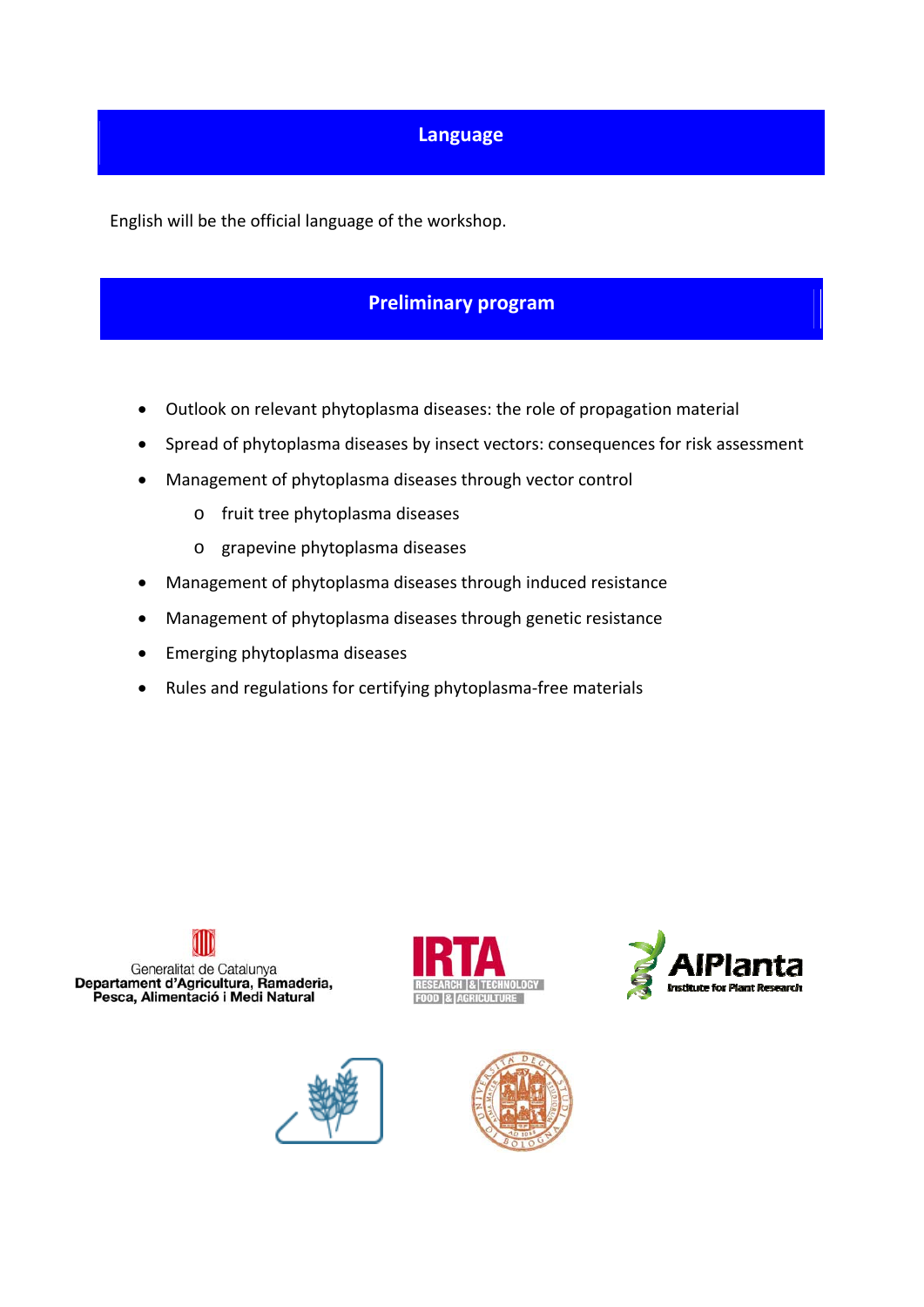## Language

English will be the official language of the workshop.

## Preliminary program

- Outlook on relevant phytoplasma diseases: the role of propagation material
- Spread of phytoplasma diseases by insect vectors: consequences for risk assessment
- Management of phytoplasma diseases through vector control
  - fruit tree phytoplasma diseases
  - grapevine phytoplasma diseases
- Management of phytoplasma diseases through induced resistance
- Management of phytoplasma diseases through genetic resistance
- Emerging phytoplasma diseases
- Rules and regulations for certifying phytoplasma-free materials

Generalitat de Catalunya
**Departament d'Agricultura, Ramaderia, Pesca, Alimentació i Medi Natural**

IRTA
RESEARCH & TECHNOLOGY
FOOD & AGRICULTURE

AlPlanta
Institute for Plant Research